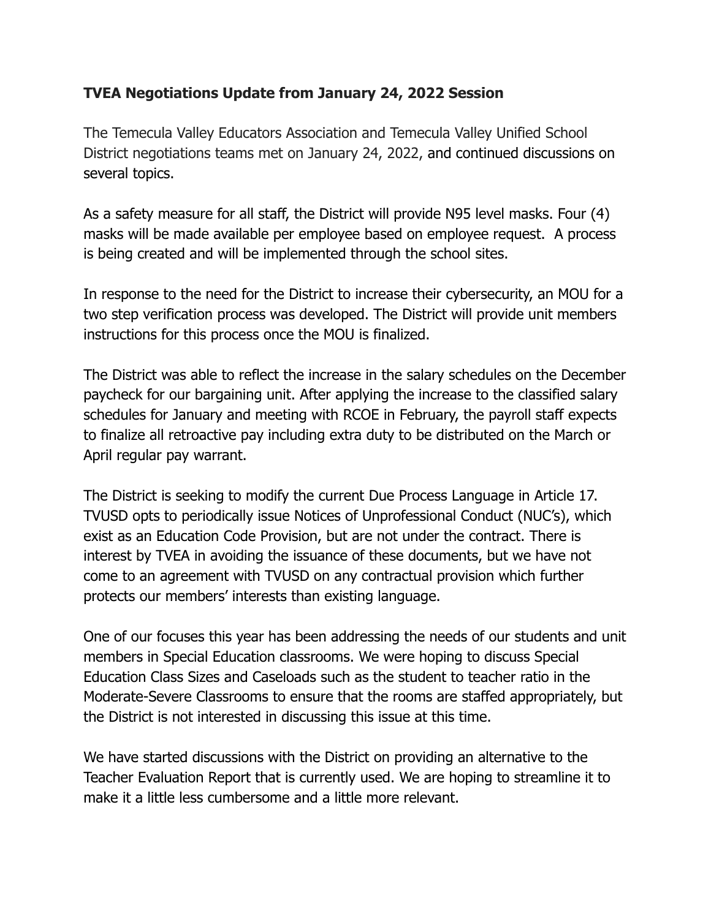**TVEA Negotiations Update from January 24, 2022 Session**

The Temecula Valley Educators Association and Temecula Valley Unified School District negotiations teams met on January 24, 2022, and continued discussions on several topics.

As a safety measure for all staff, the District will provide N95 level masks. Four (4) masks will be made available per employee based on employee request. A process is being created and will be implemented through the school sites.

In response to the need for the District to increase their cybersecurity, an MOU for a two step verification process was developed. The District will provide unit members instructions for this process once the MOU is finalized.

The District was able to reflect the increase in the salary schedules on the December paycheck for our bargaining unit. After applying the increase to the classified salary schedules for January and meeting with RCOE in February, the payroll staff expects to finalize all retroactive pay including extra duty to be distributed on the March or April regular pay warrant.

The District is seeking to modify the current Due Process Language in Article 17. TVUSD opts to periodically issue Notices of Unprofessional Conduct (NUC's), which exist as an Education Code Provision, but are not under the contract. There is interest by TVEA in avoiding the issuance of these documents, but we have not come to an agreement with TVUSD on any contractual provision which further protects our members' interests than existing language.

One of our focuses this year has been addressing the needs of our students and unit members in Special Education classrooms. We were hoping to discuss Special Education Class Sizes and Caseloads such as the student to teacher ratio in the Moderate-Severe Classrooms to ensure that the rooms are staffed appropriately, but the District is not interested in discussing this issue at this time.

We have started discussions with the District on providing an alternative to the Teacher Evaluation Report that is currently used. We are hoping to streamline it to make it a little less cumbersome and a little more relevant.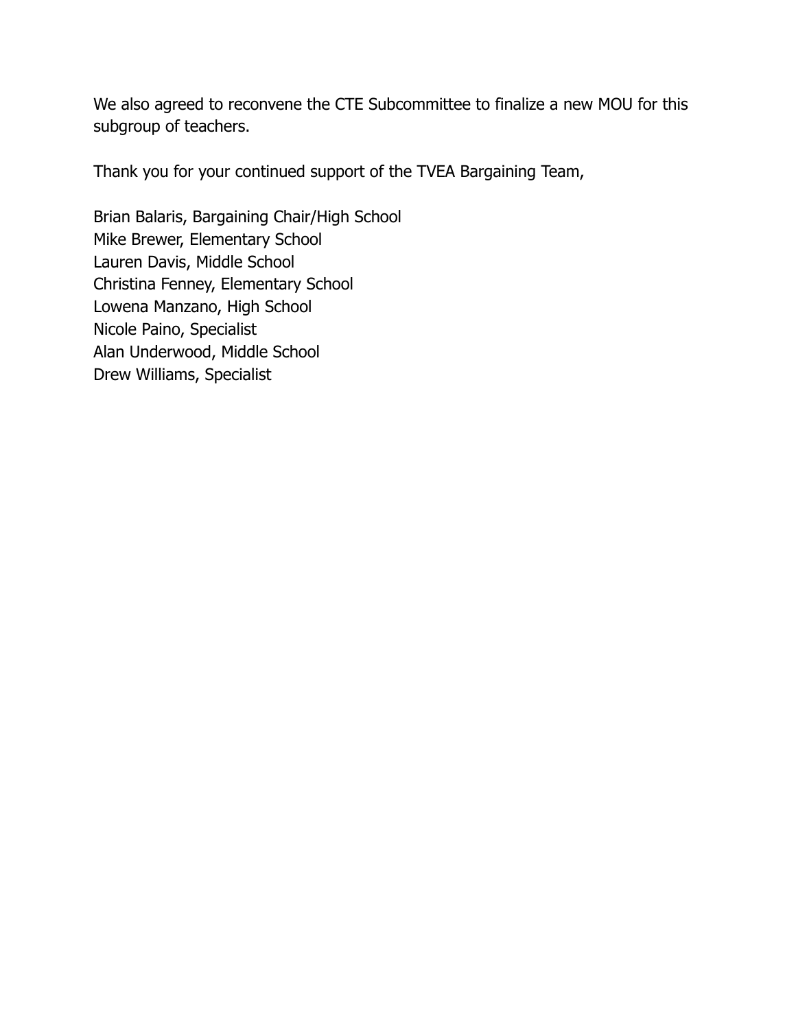We also agreed to reconvene the CTE Subcommittee to finalize a new MOU for this subgroup of teachers.

Thank you for your continued support of the TVEA Bargaining Team,

Brian Balaris, Bargaining Chair/High School  
Mike Brewer, Elementary School  
Lauren Davis, Middle School  
Christina Fenney, Elementary School  
Lowena Manzano, High School  
Nicole Paino, Specialist  
Alan Underwood, Middle School  
Drew Williams, Specialist